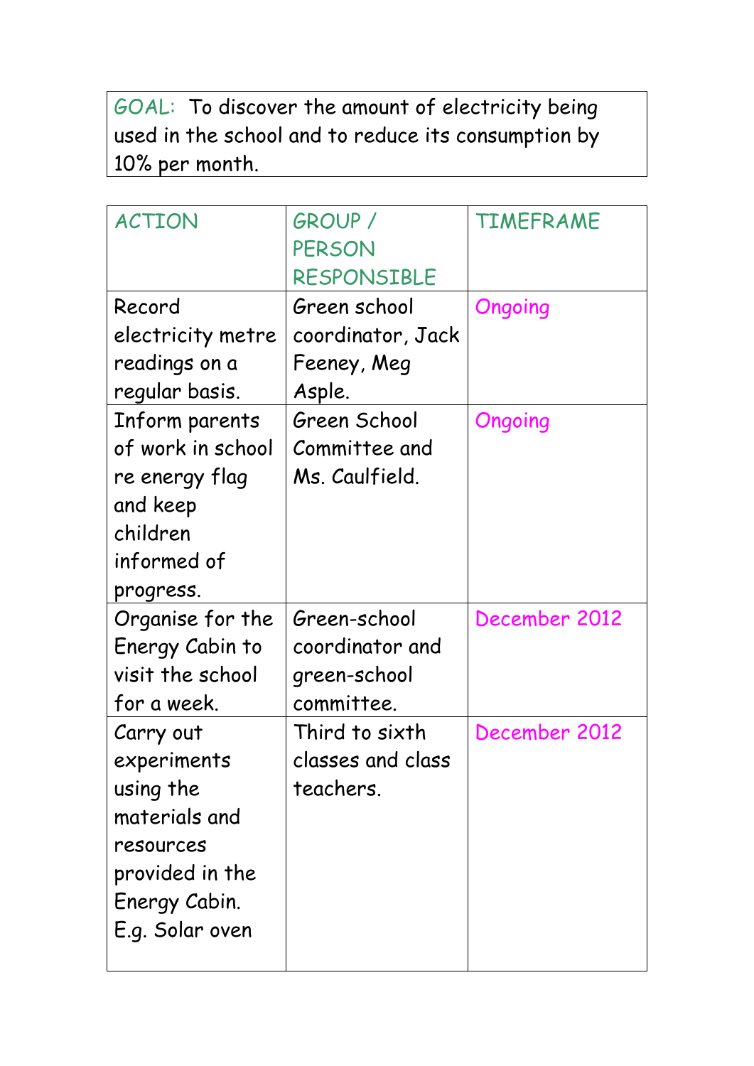GOAL: To discover the amount of electricity being used in the school and to reduce its consumption by 10% per month.

| ACTION | GROUP / PERSON RESPONSIBLE | TIMEFRAME |
|---|---|---|
| Record electricity metre readings on a regular basis. | Green school coordinator, Jack Feeney, Meg Asple. | Ongoing |
| Inform parents of work in school re energy flag and keep children informed of progress. | Green School Committee and Ms. Caulfield. | Ongoing |
| Organise for the Energy Cabin to visit the school for a week. | Green-school coordinator and green-school committee. | December 2012 |
| Carry out experiments using the materials and resources provided in the Energy Cabin. E.g. Solar oven | Third to sixth classes and class teachers. | December 2012 |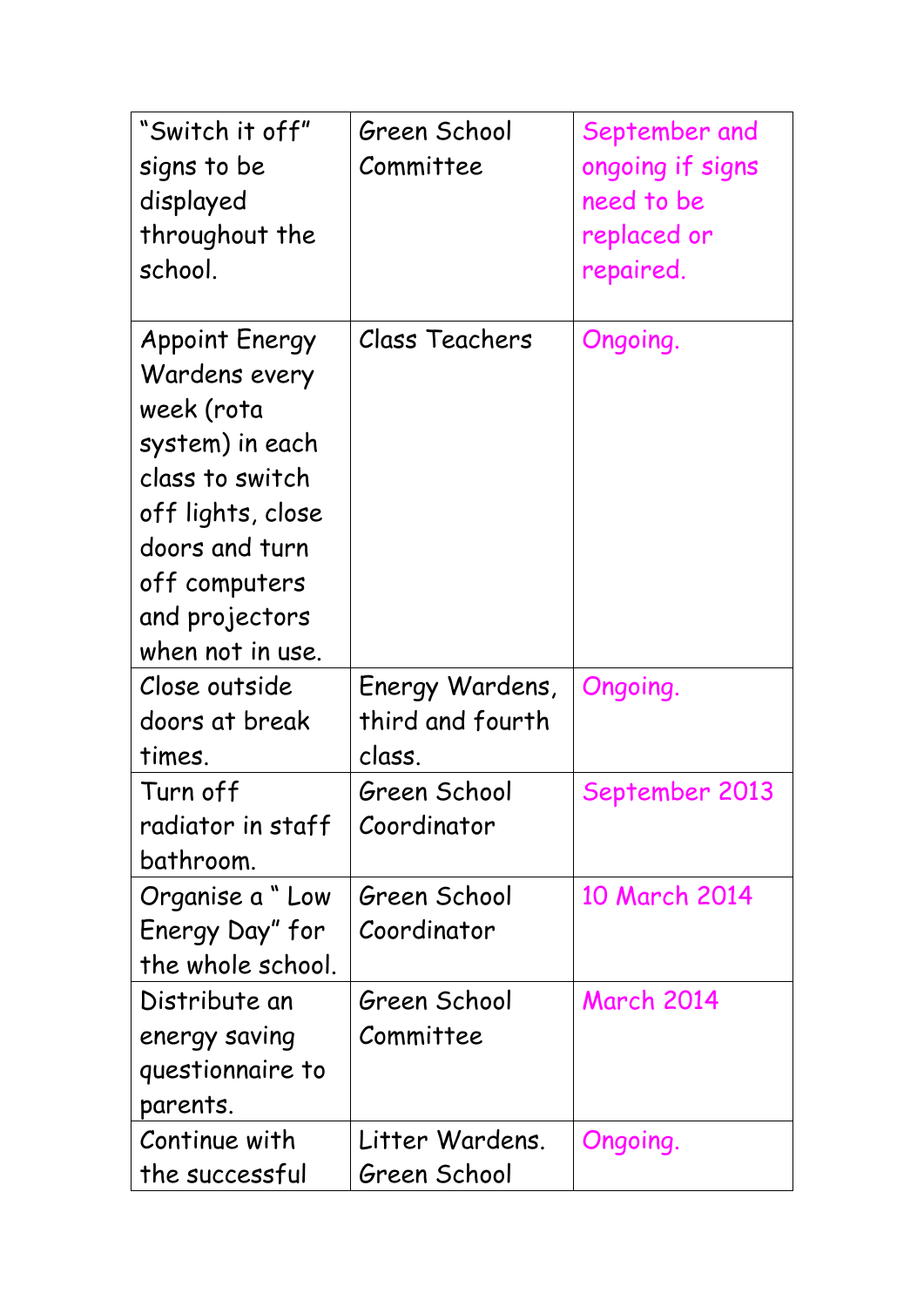| | | |
|---|---|---|
| "Switch it off" signs to be displayed throughout the school. | Green School Committee | September and ongoing if signs need to be replaced or repaired. |
| Appoint Energy Wardens every week (rota system) in each class to switch off lights, close doors and turn off computers and projectors when not in use. | Class Teachers | Ongoing. |
| Close outside doors at break times. | Energy Wardens, third and fourth class. | Ongoing. |
| Turn off radiator in staff bathroom. | Green School Coordinator | September 2013 |
| Organise a " Low Energy Day" for the whole school. | Green School Coordinator | 10 March 2014 |
| Distribute an energy saving questionnaire to parents. | Green School Committee | March 2014 |
| Continue with the successful | Litter Wardens. Green School | Ongoing. |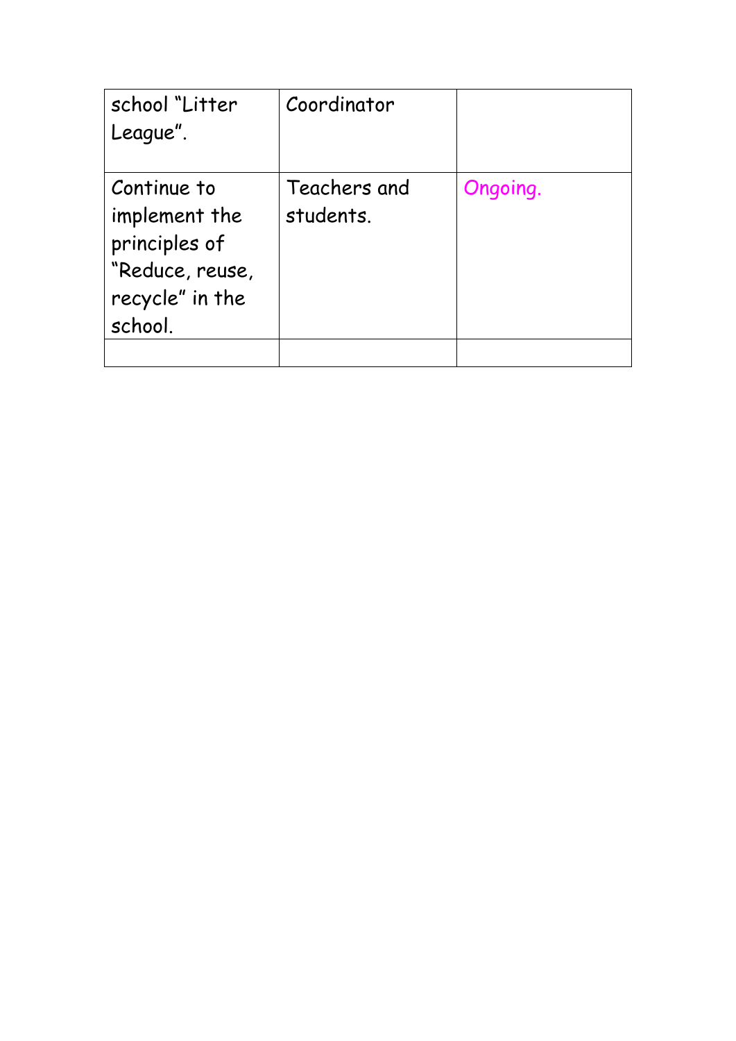| | | |
|---|---|---|
| school "Litter League". | Coordinator | |
| Continue to implement the principles of "Reduce, reuse, recycle" in the school. | Teachers and students. | Ongoing. |
| | | |